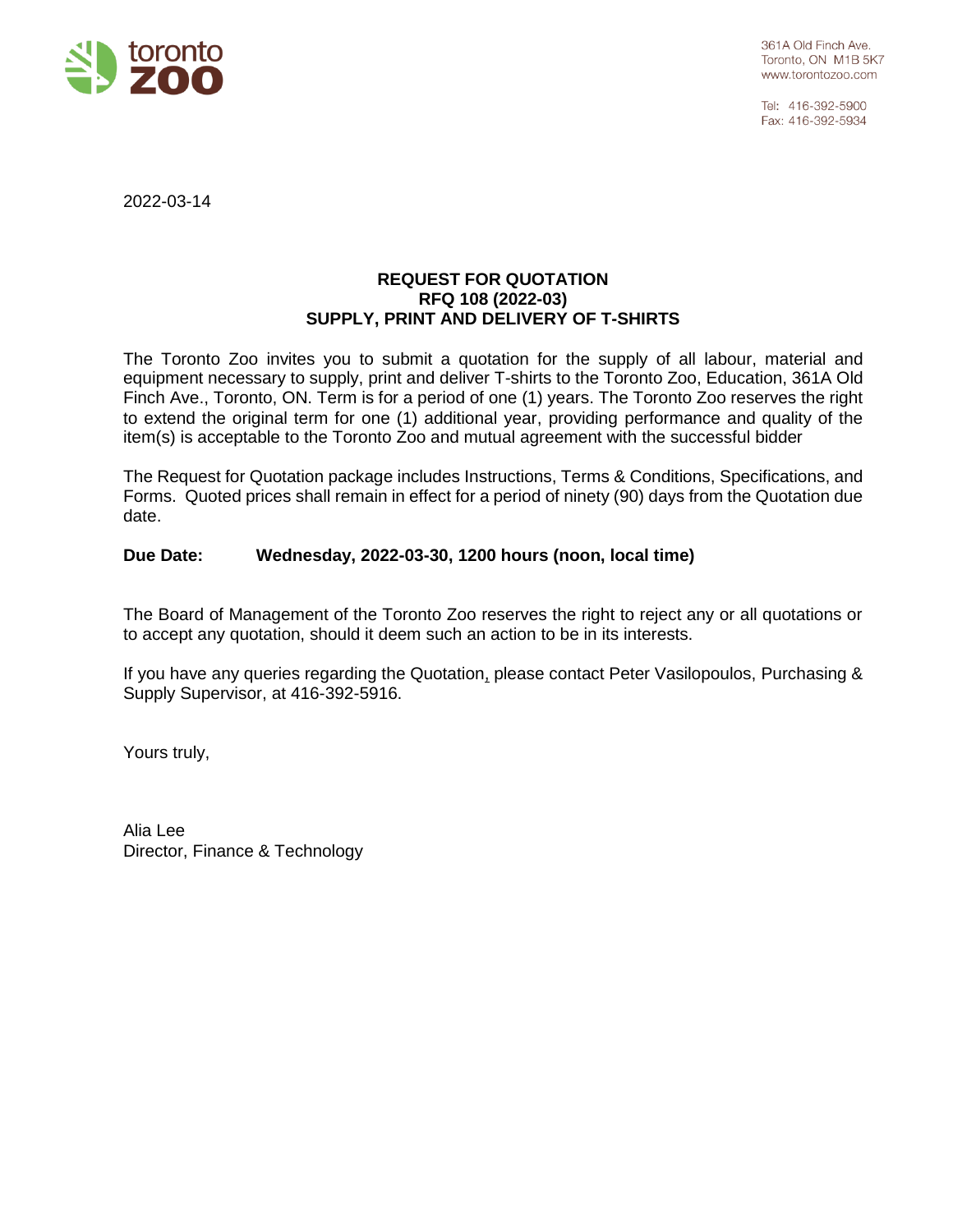361A Old Finch Ave.
Toronto, ON M1B 5K7
www.torontozoo.com

Tel: 416-392-5900
Fax: 416-392-5934

2022-03-14

**REQUEST FOR QUOTATION**
**RFQ 108 (2022-03)**
**SUPPLY, PRINT AND DELIVERY OF T-SHIRTS**

The Toronto Zoo invites you to submit a quotation for the supply of all labour, material and equipment necessary to supply, print and deliver T-shirts to the Toronto Zoo, Education, 361A Old Finch Ave., Toronto, ON. Term is for a period of one (1) years. The Toronto Zoo reserves the right to extend the original term for one (1) additional year, providing performance and quality of the item(s) is acceptable to the Toronto Zoo and mutual agreement with the successful bidder

The Request for Quotation package includes Instructions, Terms & Conditions, Specifications, and Forms. Quoted prices shall remain in effect for a period of ninety (90) days from the Quotation due date.

**Due Date: Wednesday, 2022-03-30, 1200 hours (noon, local time)**

The Board of Management of the Toronto Zoo reserves the right to reject any or all quotations or to accept any quotation, should it deem such an action to be in its interests.

If you have any queries regarding the Quotation, please contact Peter Vasilopoulos, Purchasing & Supply Supervisor, at 416-392-5916.

Yours truly,

Alia Lee
Director, Finance & Technology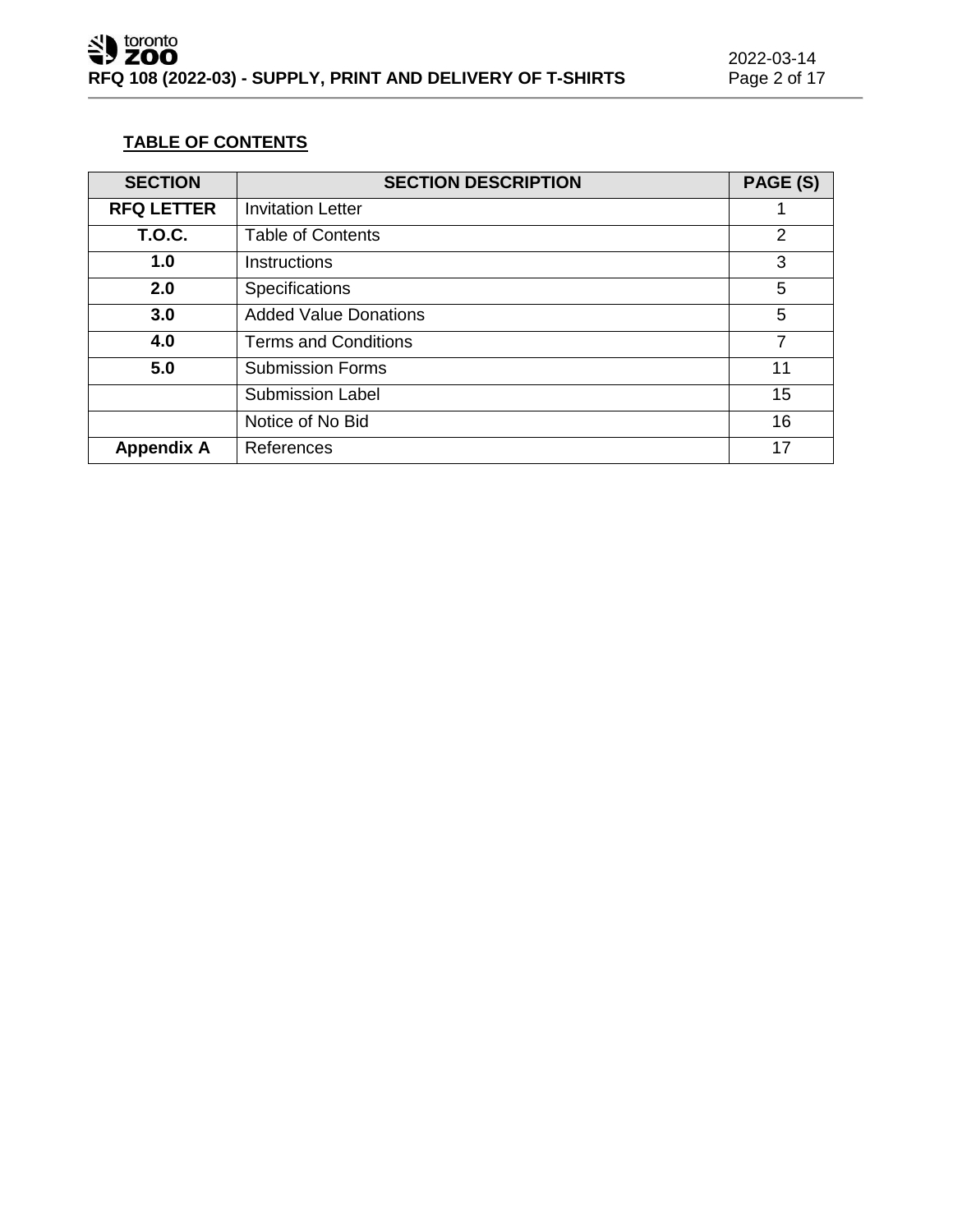**TABLE OF CONTENTS**

| SECTION | SECTION DESCRIPTION | PAGE (S) |
|---|---|---|
| **RFQ LETTER** | Invitation Letter | 1 |
| **T.O.C.** | Table of Contents | 2 |
| **1.0** | Instructions | 3 |
| **2.0** | Specifications | 5 |
| **3.0** | Added Value Donations | 5 |
| **4.0** | Terms and Conditions | 7 |
| **5.0** | Submission Forms | 11 |
| | Submission Label | 15 |
| | Notice of No Bid | 16 |
| **Appendix A** | References | 17 |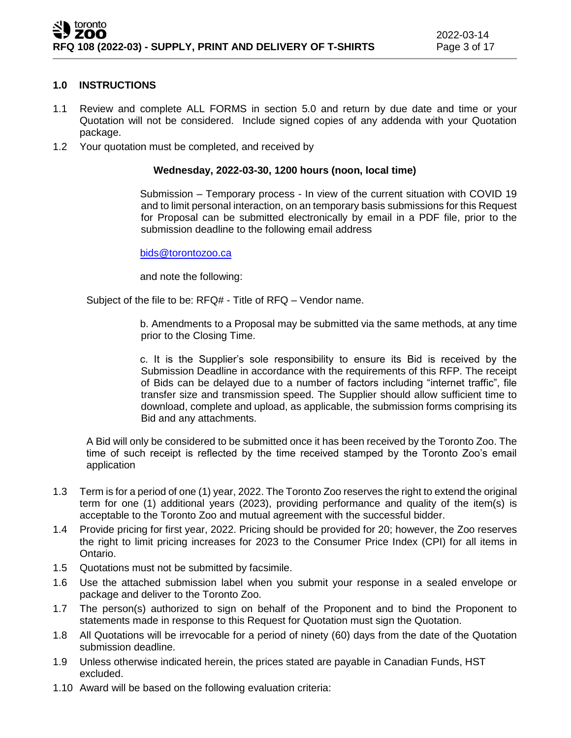## 1.0 INSTRUCTIONS

1.1 Review and complete ALL FORMS in section 5.0 and return by due date and time or your Quotation will not be considered. Include signed copies of any addenda with your Quotation package.

1.2 Your quotation must be completed, and received by

**Wednesday, 2022-03-30, 1200 hours (noon, local time)**

Submission – Temporary process - In view of the current situation with COVID 19 and to limit personal interaction, on an temporary basis submissions for this Request for Proposal can be submitted electronically by email in a PDF file, prior to the submission deadline to the following email address

[bids@torontozoo.ca](mailto:bids@torontozoo.ca)

and note the following:

Subject of the file to be: RFQ# - Title of RFQ – Vendor name.

b. Amendments to a Proposal may be submitted via the same methods, at any time prior to the Closing Time.

c. It is the Supplier's sole responsibility to ensure its Bid is received by the Submission Deadline in accordance with the requirements of this RFP. The receipt of Bids can be delayed due to a number of factors including "internet traffic", file transfer size and transmission speed. The Supplier should allow sufficient time to download, complete and upload, as applicable, the submission forms comprising its Bid and any attachments.

A Bid will only be considered to be submitted once it has been received by the Toronto Zoo. The time of such receipt is reflected by the time received stamped by the Toronto Zoo's email application

1.3 Term is for a period of one (1) year, 2022. The Toronto Zoo reserves the right to extend the original term for one (1) additional years (2023), providing performance and quality of the item(s) is acceptable to the Toronto Zoo and mutual agreement with the successful bidder.

1.4 Provide pricing for first year, 2022. Pricing should be provided for 20; however, the Zoo reserves the right to limit pricing increases for 2023 to the Consumer Price Index (CPI) for all items in Ontario.

1.5 Quotations must not be submitted by facsimile.

1.6 Use the attached submission label when you submit your response in a sealed envelope or package and deliver to the Toronto Zoo.

1.7 The person(s) authorized to sign on behalf of the Proponent and to bind the Proponent to statements made in response to this Request for Quotation must sign the Quotation.

1.8 All Quotations will be irrevocable for a period of ninety (60) days from the date of the Quotation submission deadline.

1.9 Unless otherwise indicated herein, the prices stated are payable in Canadian Funds, HST excluded.

1.10 Award will be based on the following evaluation criteria: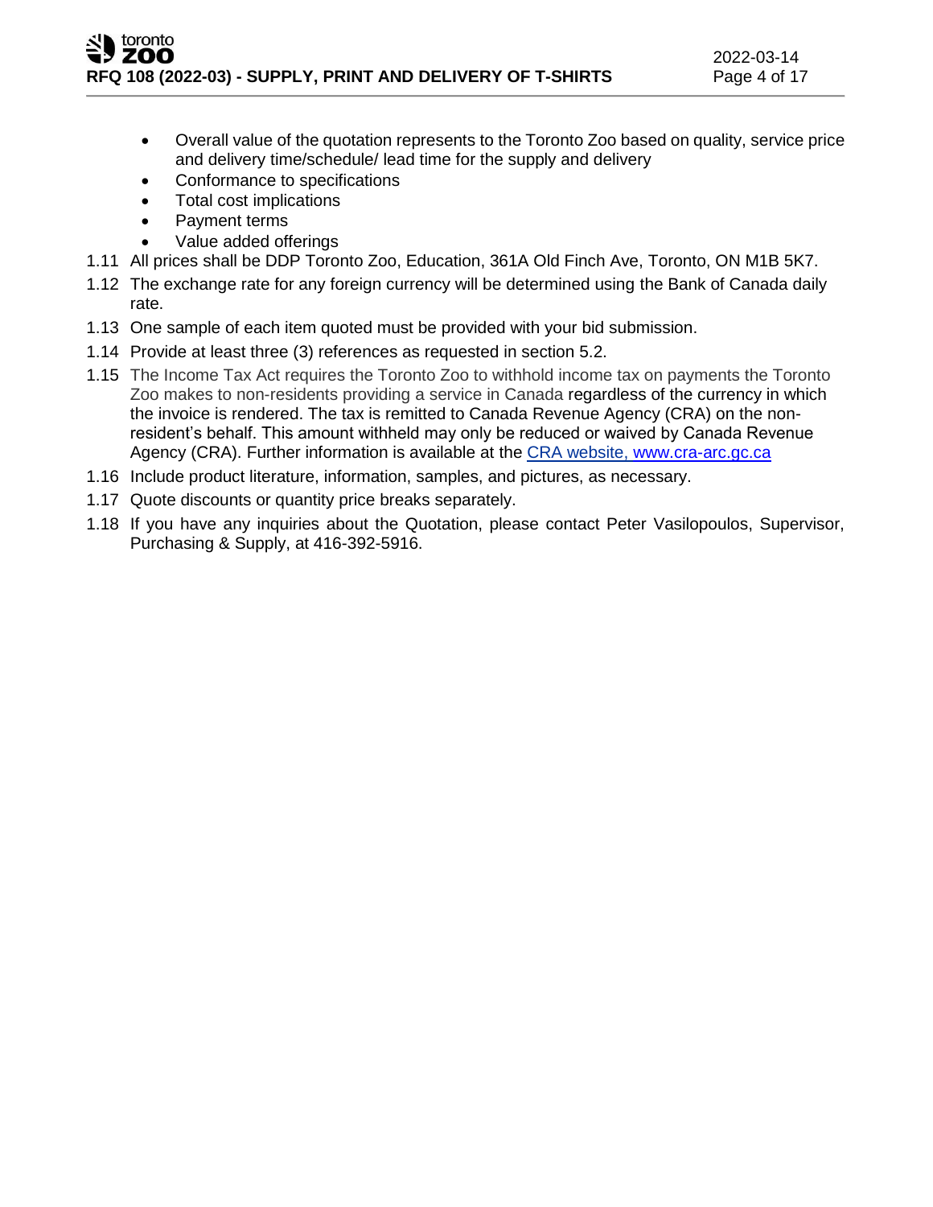- Overall value of the quotation represents to the Toronto Zoo based on quality, service price and delivery time/schedule/ lead time for the supply and delivery
- Conformance to specifications
- Total cost implications
- Payment terms
- Value added offerings

1.11 All prices shall be DDP Toronto Zoo, Education, 361A Old Finch Ave, Toronto, ON M1B 5K7.

1.12 The exchange rate for any foreign currency will be determined using the Bank of Canada daily rate.

1.13 One sample of each item quoted must be provided with your bid submission.

1.14 Provide at least three (3) references as requested in section 5.2.

1.15 The Income Tax Act requires the Toronto Zoo to withhold income tax on payments the Toronto Zoo makes to non-residents providing a service in Canada regardless of the currency in which the invoice is rendered. The tax is remitted to Canada Revenue Agency (CRA) on the non-resident's behalf. This amount withheld may only be reduced or waived by Canada Revenue Agency (CRA). Further information is available at the [CRA website, www.cra-arc.gc.ca](http://www.cra-arc.gc.ca)

1.16 Include product literature, information, samples, and pictures, as necessary.

1.17 Quote discounts or quantity price breaks separately.

1.18 If you have any inquiries about the Quotation, please contact Peter Vasilopoulos, Supervisor, Purchasing & Supply, at 416-392-5916.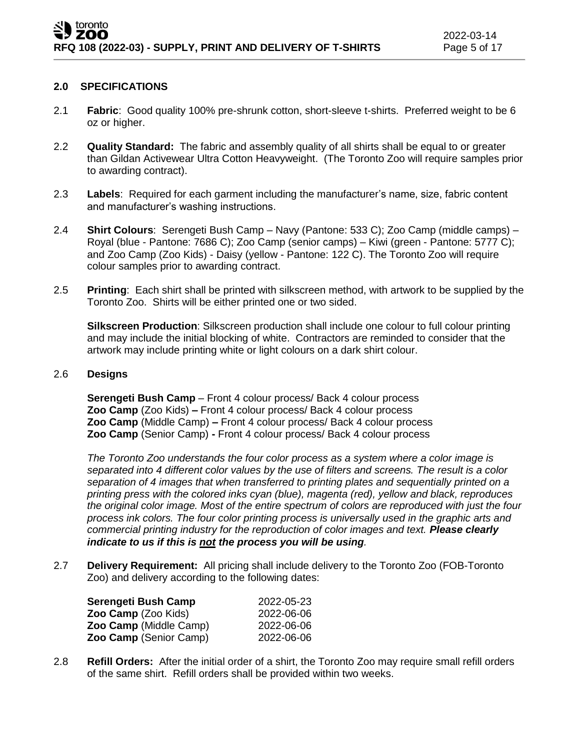## 2.0 SPECIFICATIONS

2.1 **Fabric**: Good quality 100% pre-shrunk cotton, short-sleeve t-shirts. Preferred weight to be 6 oz or higher.

2.2 **Quality Standard:** The fabric and assembly quality of all shirts shall be equal to or greater than Gildan Activewear Ultra Cotton Heavyweight. (The Toronto Zoo will require samples prior to awarding contract).

2.3 **Labels**: Required for each garment including the manufacturer's name, size, fabric content and manufacturer's washing instructions.

2.4 **Shirt Colours**: Serengeti Bush Camp – Navy (Pantone: 533 C); Zoo Camp (middle camps) – Royal (blue - Pantone: 7686 C); Zoo Camp (senior camps) – Kiwi (green - Pantone: 5777 C); and Zoo Camp (Zoo Kids) - Daisy (yellow - Pantone: 122 C). The Toronto Zoo will require colour samples prior to awarding contract.

2.5 **Printing**: Each shirt shall be printed with silkscreen method, with artwork to be supplied by the Toronto Zoo. Shirts will be either printed one or two sided.

**Silkscreen Production**: Silkscreen production shall include one colour to full colour printing and may include the initial blocking of white. Contractors are reminded to consider that the artwork may include printing white or light colours on a dark shirt colour.

2.6 **Designs**

**Serengeti Bush Camp** – Front 4 colour process/ Back 4 colour process
**Zoo Camp** (Zoo Kids) **–** Front 4 colour process/ Back 4 colour process
**Zoo Camp** (Middle Camp) **–** Front 4 colour process/ Back 4 colour process
**Zoo Camp** (Senior Camp) **-** Front 4 colour process/ Back 4 colour process

*The Toronto Zoo understands the four color process as a system where a color image is separated into 4 different color values by the use of filters and screens. The result is a color separation of 4 images that when transferred to printing plates and sequentially printed on a printing press with the colored inks cyan (blue), magenta (red), yellow and black, reproduces the original color image. Most of the entire spectrum of colors are reproduced with just the four process ink colors. The four color printing process is universally used in the graphic arts and commercial printing industry for the reproduction of color images and text.* ***Please clearly indicate to us if this is <u>not</u> the process you will be using****.*

2.7 **Delivery Requirement:** All pricing shall include delivery to the Toronto Zoo (FOB-Toronto Zoo) and delivery according to the following dates:

| | |
|---|---|
| **Serengeti Bush Camp** | 2022-05-23 |
| **Zoo Camp** (Zoo Kids) | 2022-06-06 |
| **Zoo Camp** (Middle Camp) | 2022-06-06 |
| **Zoo Camp** (Senior Camp) | 2022-06-06 |

2.8 **Refill Orders:** After the initial order of a shirt, the Toronto Zoo may require small refill orders of the same shirt. Refill orders shall be provided within two weeks.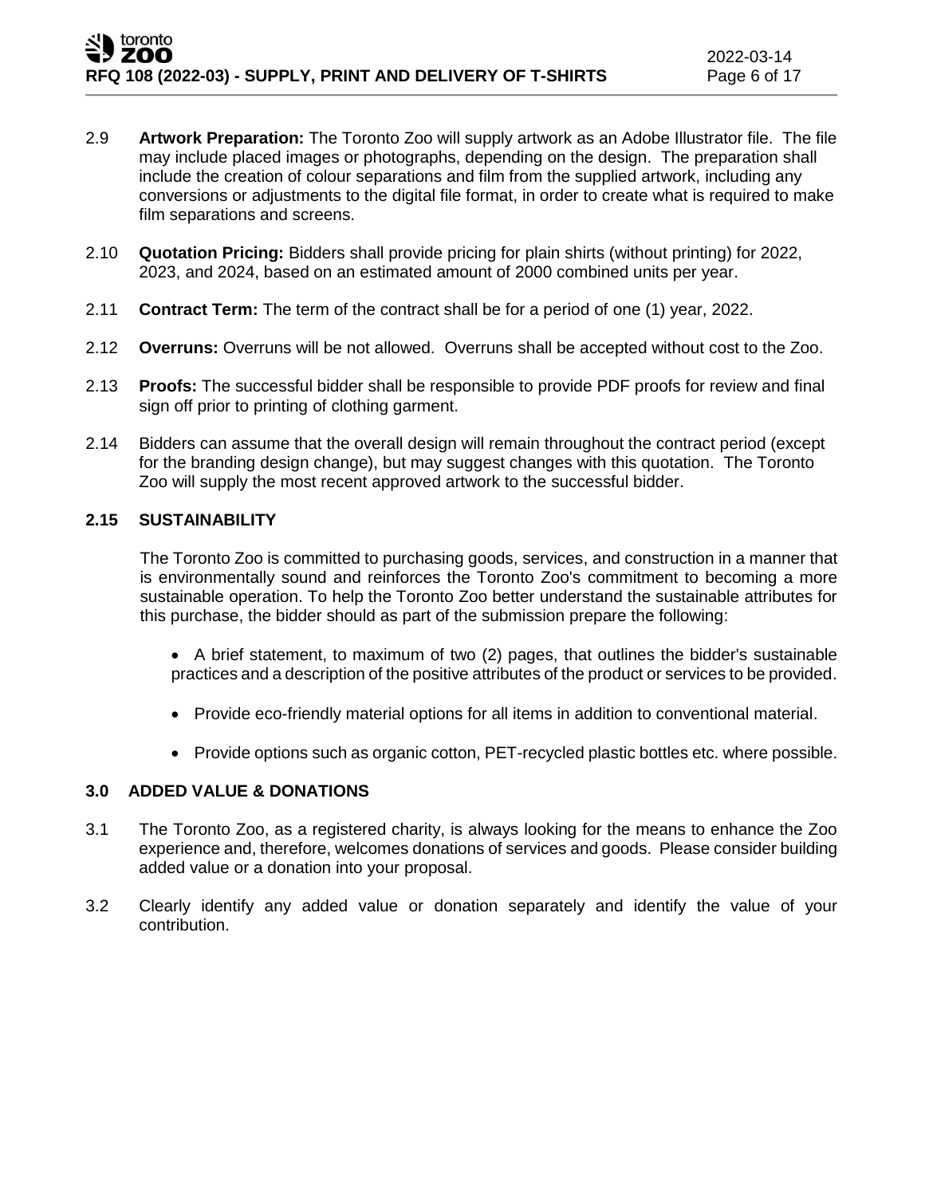2.9 **Artwork Preparation:** The Toronto Zoo will supply artwork as an Adobe Illustrator file. The file may include placed images or photographs, depending on the design. The preparation shall include the creation of colour separations and film from the supplied artwork, including any conversions or adjustments to the digital file format, in order to create what is required to make film separations and screens.

2.10 **Quotation Pricing:** Bidders shall provide pricing for plain shirts (without printing) for 2022, 2023, and 2024, based on an estimated amount of 2000 combined units per year.

2.11 **Contract Term:** The term of the contract shall be for a period of one (1) year, 2022.

2.12 **Overruns:** Overruns will be not allowed. Overruns shall be accepted without cost to the Zoo.

2.13 **Proofs:** The successful bidder shall be responsible to provide PDF proofs for review and final sign off prior to printing of clothing garment.

2.14 Bidders can assume that the overall design will remain throughout the contract period (except for the branding design change), but may suggest changes with this quotation. The Toronto Zoo will supply the most recent approved artwork to the successful bidder.

### 2.15 SUSTAINABILITY

The Toronto Zoo is committed to purchasing goods, services, and construction in a manner that is environmentally sound and reinforces the Toronto Zoo's commitment to becoming a more sustainable operation. To help the Toronto Zoo better understand the sustainable attributes for this purchase, the bidder should as part of the submission prepare the following:

- A brief statement, to maximum of two (2) pages, that outlines the bidder's sustainable practices and a description of the positive attributes of the product or services to be provided.
- Provide eco-friendly material options for all items in addition to conventional material.
- Provide options such as organic cotton, PET-recycled plastic bottles etc. where possible.

## 3.0 ADDED VALUE & DONATIONS

3.1 The Toronto Zoo, as a registered charity, is always looking for the means to enhance the Zoo experience and, therefore, welcomes donations of services and goods. Please consider building added value or a donation into your proposal.

3.2 Clearly identify any added value or donation separately and identify the value of your contribution.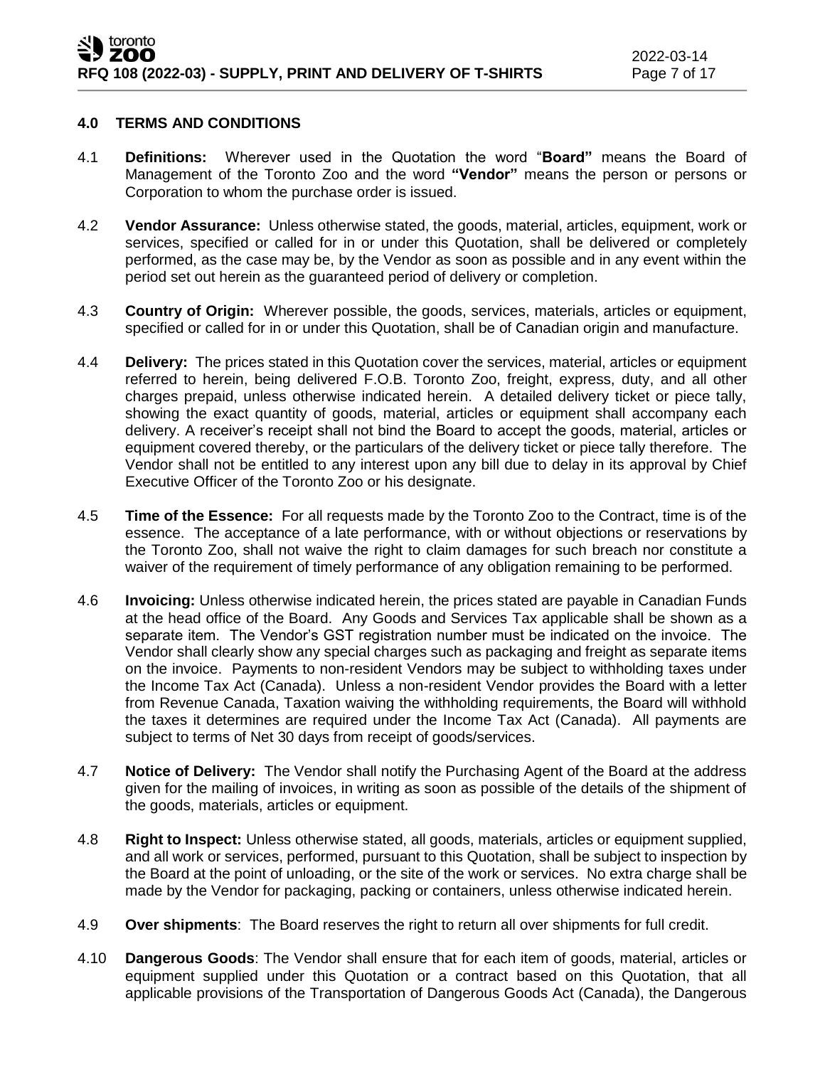## 4.0 TERMS AND CONDITIONS

4.1 **Definitions:** Wherever used in the Quotation the word "**Board"** means the Board of Management of the Toronto Zoo and the word **"Vendor"** means the person or persons or Corporation to whom the purchase order is issued.

4.2 **Vendor Assurance:** Unless otherwise stated, the goods, material, articles, equipment, work or services, specified or called for in or under this Quotation, shall be delivered or completely performed, as the case may be, by the Vendor as soon as possible and in any event within the period set out herein as the guaranteed period of delivery or completion.

4.3 **Country of Origin:** Wherever possible, the goods, services, materials, articles or equipment, specified or called for in or under this Quotation, shall be of Canadian origin and manufacture.

4.4 **Delivery:** The prices stated in this Quotation cover the services, material, articles or equipment referred to herein, being delivered F.O.B. Toronto Zoo, freight, express, duty, and all other charges prepaid, unless otherwise indicated herein. A detailed delivery ticket or piece tally, showing the exact quantity of goods, material, articles or equipment shall accompany each delivery. A receiver's receipt shall not bind the Board to accept the goods, material, articles or equipment covered thereby, or the particulars of the delivery ticket or piece tally therefore. The Vendor shall not be entitled to any interest upon any bill due to delay in its approval by Chief Executive Officer of the Toronto Zoo or his designate.

4.5 **Time of the Essence:** For all requests made by the Toronto Zoo to the Contract, time is of the essence. The acceptance of a late performance, with or without objections or reservations by the Toronto Zoo, shall not waive the right to claim damages for such breach nor constitute a waiver of the requirement of timely performance of any obligation remaining to be performed.

4.6 **Invoicing:** Unless otherwise indicated herein, the prices stated are payable in Canadian Funds at the head office of the Board. Any Goods and Services Tax applicable shall be shown as a separate item. The Vendor's GST registration number must be indicated on the invoice. The Vendor shall clearly show any special charges such as packaging and freight as separate items on the invoice. Payments to non-resident Vendors may be subject to withholding taxes under the Income Tax Act (Canada). Unless a non-resident Vendor provides the Board with a letter from Revenue Canada, Taxation waiving the withholding requirements, the Board will withhold the taxes it determines are required under the Income Tax Act (Canada). All payments are subject to terms of Net 30 days from receipt of goods/services.

4.7 **Notice of Delivery:** The Vendor shall notify the Purchasing Agent of the Board at the address given for the mailing of invoices, in writing as soon as possible of the details of the shipment of the goods, materials, articles or equipment.

4.8 **Right to Inspect:** Unless otherwise stated, all goods, materials, articles or equipment supplied, and all work or services, performed, pursuant to this Quotation, shall be subject to inspection by the Board at the point of unloading, or the site of the work or services. No extra charge shall be made by the Vendor for packaging, packing or containers, unless otherwise indicated herein.

4.9 **Over shipments**: The Board reserves the right to return all over shipments for full credit.

4.10 **Dangerous Goods**: The Vendor shall ensure that for each item of goods, material, articles or equipment supplied under this Quotation or a contract based on this Quotation, that all applicable provisions of the Transportation of Dangerous Goods Act (Canada), the Dangerous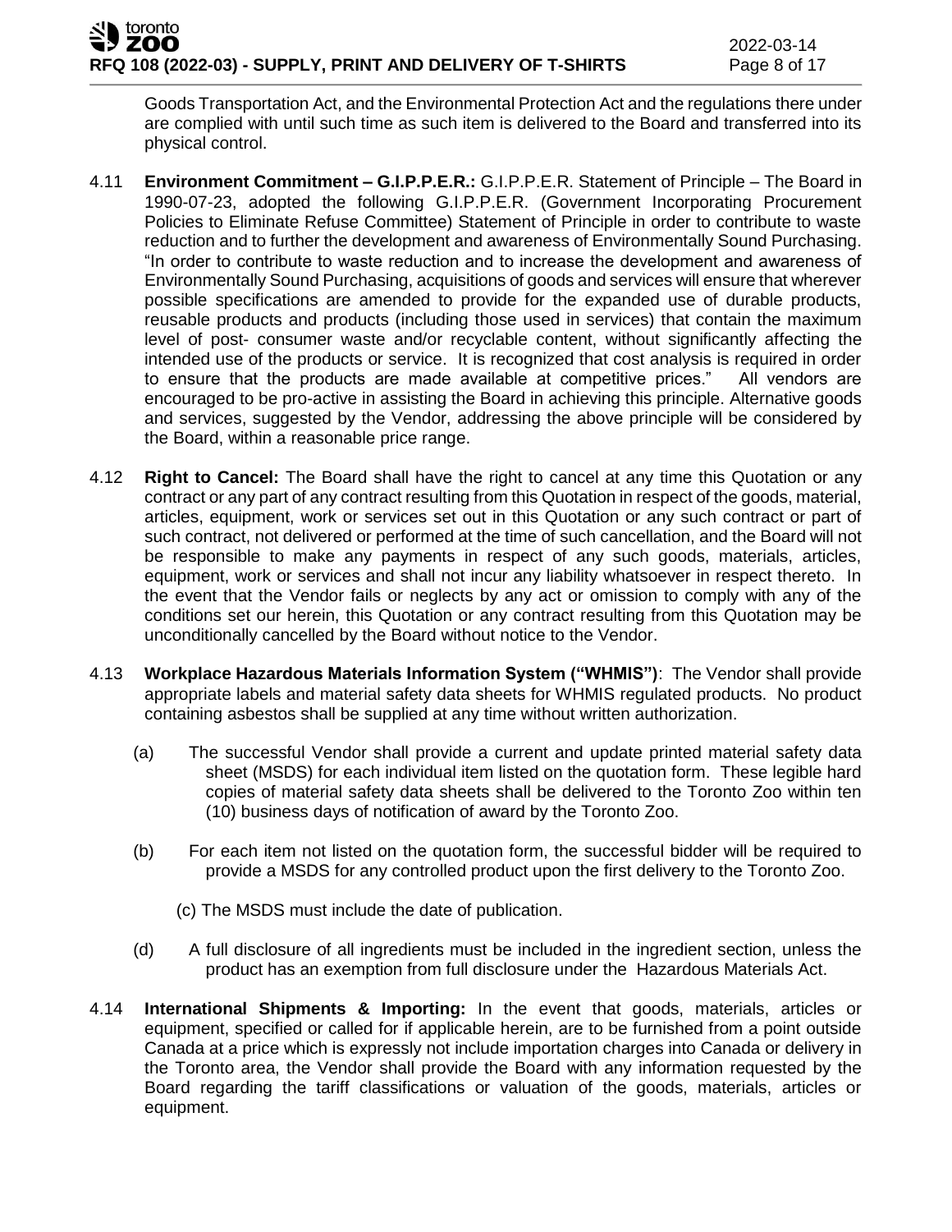Goods Transportation Act, and the Environmental Protection Act and the regulations there under are complied with until such time as such item is delivered to the Board and transferred into its physical control.

4.11 **Environment Commitment – G.I.P.P.E.R.:** G.I.P.P.E.R. Statement of Principle – The Board in 1990-07-23, adopted the following G.I.P.P.E.R. (Government Incorporating Procurement Policies to Eliminate Refuse Committee) Statement of Principle in order to contribute to waste reduction and to further the development and awareness of Environmentally Sound Purchasing. "In order to contribute to waste reduction and to increase the development and awareness of Environmentally Sound Purchasing, acquisitions of goods and services will ensure that wherever possible specifications are amended to provide for the expanded use of durable products, reusable products and products (including those used in services) that contain the maximum level of post- consumer waste and/or recyclable content, without significantly affecting the intended use of the products or service. It is recognized that cost analysis is required in order to ensure that the products are made available at competitive prices." All vendors are encouraged to be pro-active in assisting the Board in achieving this principle. Alternative goods and services, suggested by the Vendor, addressing the above principle will be considered by the Board, within a reasonable price range.

4.12 **Right to Cancel:** The Board shall have the right to cancel at any time this Quotation or any contract or any part of any contract resulting from this Quotation in respect of the goods, material, articles, equipment, work or services set out in this Quotation or any such contract or part of such contract, not delivered or performed at the time of such cancellation, and the Board will not be responsible to make any payments in respect of any such goods, materials, articles, equipment, work or services and shall not incur any liability whatsoever in respect thereto. In the event that the Vendor fails or neglects by any act or omission to comply with any of the conditions set our herein, this Quotation or any contract resulting from this Quotation may be unconditionally cancelled by the Board without notice to the Vendor.

4.13 **Workplace Hazardous Materials Information System ("WHMIS")**: The Vendor shall provide appropriate labels and material safety data sheets for WHMIS regulated products. No product containing asbestos shall be supplied at any time without written authorization.

(a) The successful Vendor shall provide a current and update printed material safety data sheet (MSDS) for each individual item listed on the quotation form. These legible hard copies of material safety data sheets shall be delivered to the Toronto Zoo within ten (10) business days of notification of award by the Toronto Zoo.

(b) For each item not listed on the quotation form, the successful bidder will be required to provide a MSDS for any controlled product upon the first delivery to the Toronto Zoo.

(c) The MSDS must include the date of publication.

(d) A full disclosure of all ingredients must be included in the ingredient section, unless the product has an exemption from full disclosure under the Hazardous Materials Act.

4.14 **International Shipments & Importing:** In the event that goods, materials, articles or equipment, specified or called for if applicable herein, are to be furnished from a point outside Canada at a price which is expressly not include importation charges into Canada or delivery in the Toronto area, the Vendor shall provide the Board with any information requested by the Board regarding the tariff classifications or valuation of the goods, materials, articles or equipment.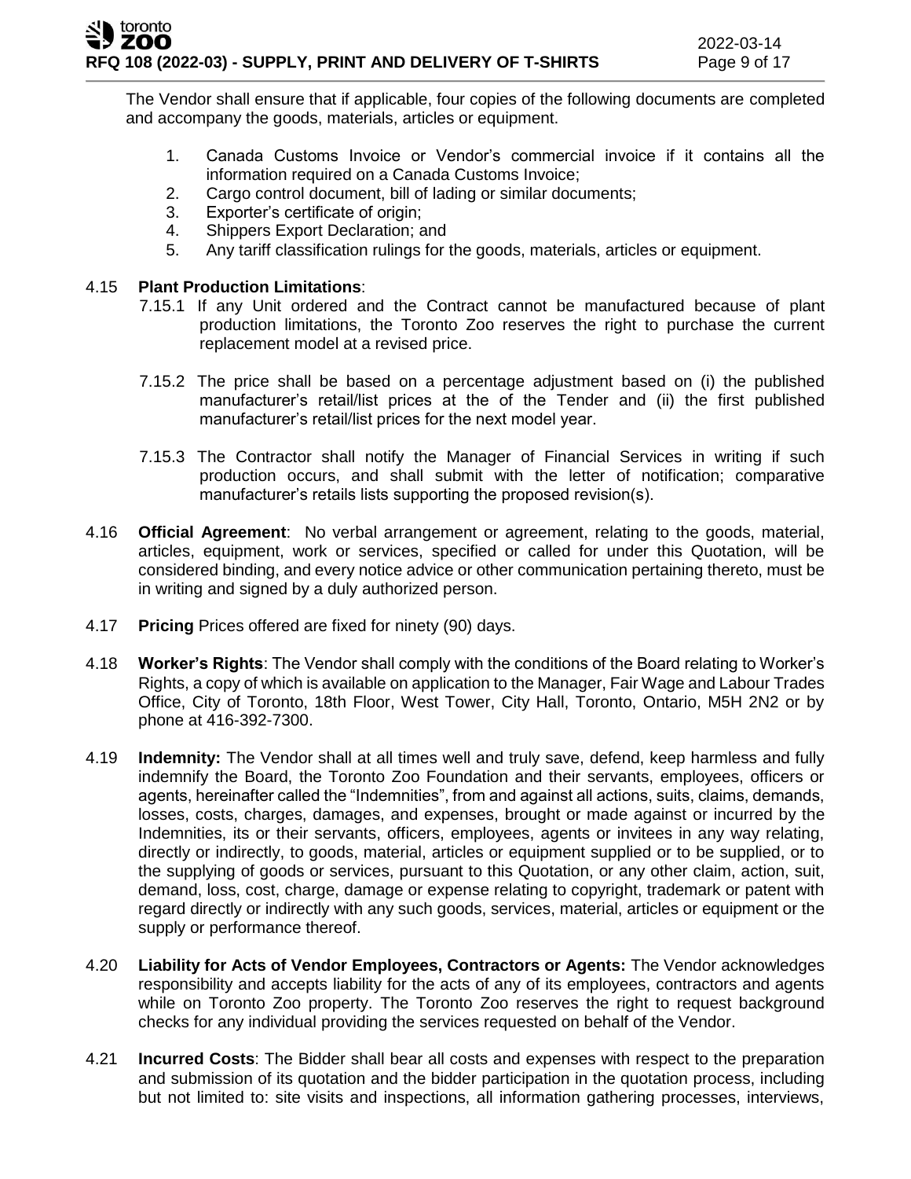The Vendor shall ensure that if applicable, four copies of the following documents are completed and accompany the goods, materials, articles or equipment.

1. Canada Customs Invoice or Vendor's commercial invoice if it contains all the information required on a Canada Customs Invoice;
2. Cargo control document, bill of lading or similar documents;
3. Exporter's certificate of origin;
4. Shippers Export Declaration; and
5. Any tariff classification rulings for the goods, materials, articles or equipment.

4.15 **Plant Production Limitations**:

7.15.1 If any Unit ordered and the Contract cannot be manufactured because of plant production limitations, the Toronto Zoo reserves the right to purchase the current replacement model at a revised price.

7.15.2 The price shall be based on a percentage adjustment based on (i) the published manufacturer's retail/list prices at the of the Tender and (ii) the first published manufacturer's retail/list prices for the next model year.

7.15.3 The Contractor shall notify the Manager of Financial Services in writing if such production occurs, and shall submit with the letter of notification; comparative manufacturer's retails lists supporting the proposed revision(s).

4.16 **Official Agreement**: No verbal arrangement or agreement, relating to the goods, material, articles, equipment, work or services, specified or called for under this Quotation, will be considered binding, and every notice advice or other communication pertaining thereto, must be in writing and signed by a duly authorized person.

4.17 **Pricing** Prices offered are fixed for ninety (90) days.

4.18 **Worker's Rights**: The Vendor shall comply with the conditions of the Board relating to Worker's Rights, a copy of which is available on application to the Manager, Fair Wage and Labour Trades Office, City of Toronto, 18th Floor, West Tower, City Hall, Toronto, Ontario, M5H 2N2 or by phone at 416-392-7300.

4.19 **Indemnity:** The Vendor shall at all times well and truly save, defend, keep harmless and fully indemnify the Board, the Toronto Zoo Foundation and their servants, employees, officers or agents, hereinafter called the "Indemnities", from and against all actions, suits, claims, demands, losses, costs, charges, damages, and expenses, brought or made against or incurred by the Indemnities, its or their servants, officers, employees, agents or invitees in any way relating, directly or indirectly, to goods, material, articles or equipment supplied or to be supplied, or to the supplying of goods or services, pursuant to this Quotation, or any other claim, action, suit, demand, loss, cost, charge, damage or expense relating to copyright, trademark or patent with regard directly or indirectly with any such goods, services, material, articles or equipment or the supply or performance thereof.

4.20 **Liability for Acts of Vendor Employees, Contractors or Agents:** The Vendor acknowledges responsibility and accepts liability for the acts of any of its employees, contractors and agents while on Toronto Zoo property. The Toronto Zoo reserves the right to request background checks for any individual providing the services requested on behalf of the Vendor.

4.21 **Incurred Costs**: The Bidder shall bear all costs and expenses with respect to the preparation and submission of its quotation and the bidder participation in the quotation process, including but not limited to: site visits and inspections, all information gathering processes, interviews,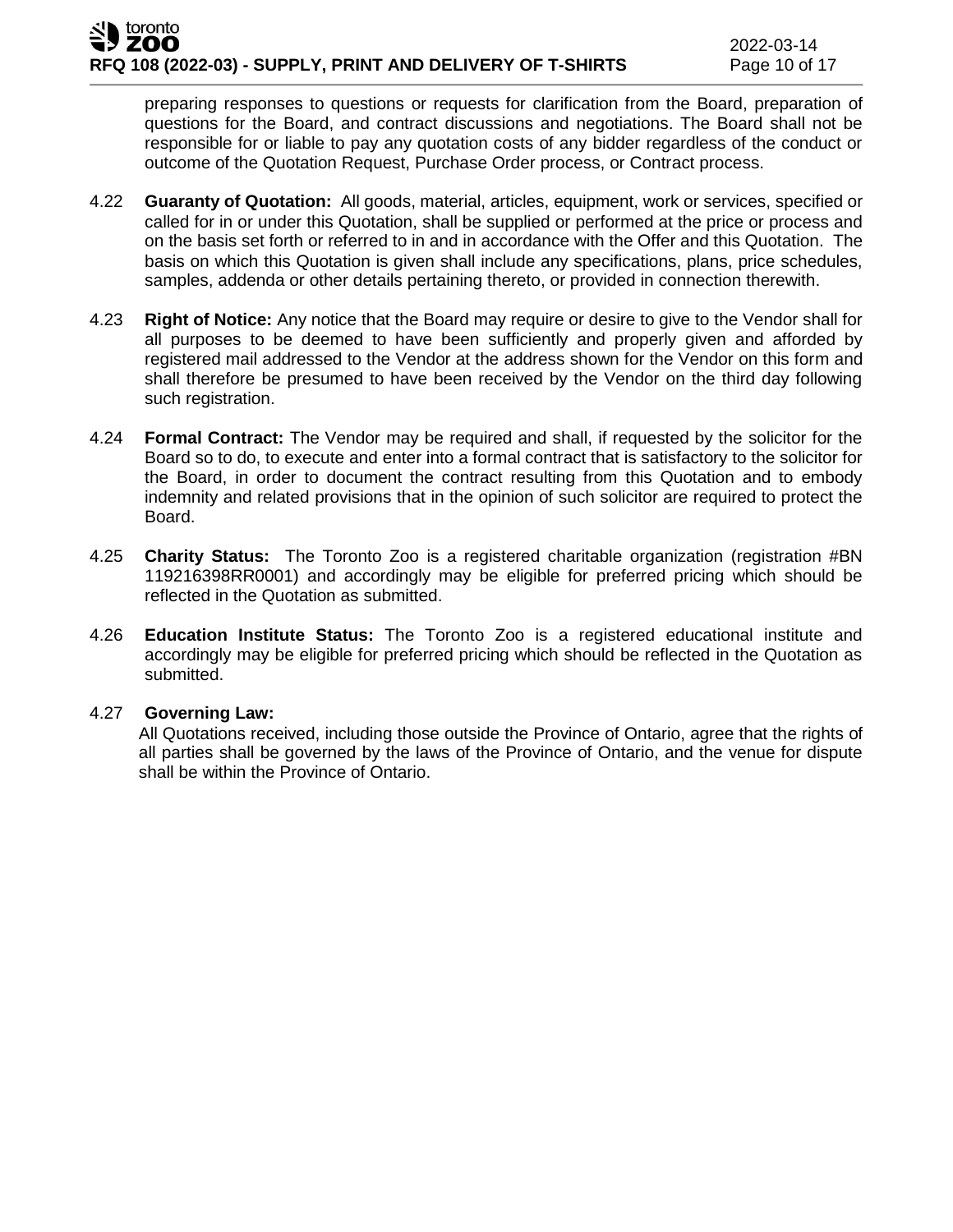preparing responses to questions or requests for clarification from the Board, preparation of questions for the Board, and contract discussions and negotiations. The Board shall not be responsible for or liable to pay any quotation costs of any bidder regardless of the conduct or outcome of the Quotation Request, Purchase Order process, or Contract process.

4.22 **Guaranty of Quotation:** All goods, material, articles, equipment, work or services, specified or called for in or under this Quotation, shall be supplied or performed at the price or process and on the basis set forth or referred to in and in accordance with the Offer and this Quotation. The basis on which this Quotation is given shall include any specifications, plans, price schedules, samples, addenda or other details pertaining thereto, or provided in connection therewith.

4.23 **Right of Notice:** Any notice that the Board may require or desire to give to the Vendor shall for all purposes to be deemed to have been sufficiently and properly given and afforded by registered mail addressed to the Vendor at the address shown for the Vendor on this form and shall therefore be presumed to have been received by the Vendor on the third day following such registration.

4.24 **Formal Contract:** The Vendor may be required and shall, if requested by the solicitor for the Board so to do, to execute and enter into a formal contract that is satisfactory to the solicitor for the Board, in order to document the contract resulting from this Quotation and to embody indemnity and related provisions that in the opinion of such solicitor are required to protect the Board.

4.25 **Charity Status:** The Toronto Zoo is a registered charitable organization (registration #BN 119216398RR0001) and accordingly may be eligible for preferred pricing which should be reflected in the Quotation as submitted.

4.26 **Education Institute Status:** The Toronto Zoo is a registered educational institute and accordingly may be eligible for preferred pricing which should be reflected in the Quotation as submitted.

4.27 **Governing Law:**
All Quotations received, including those outside the Province of Ontario, agree that the rights of all parties shall be governed by the laws of the Province of Ontario, and the venue for dispute shall be within the Province of Ontario.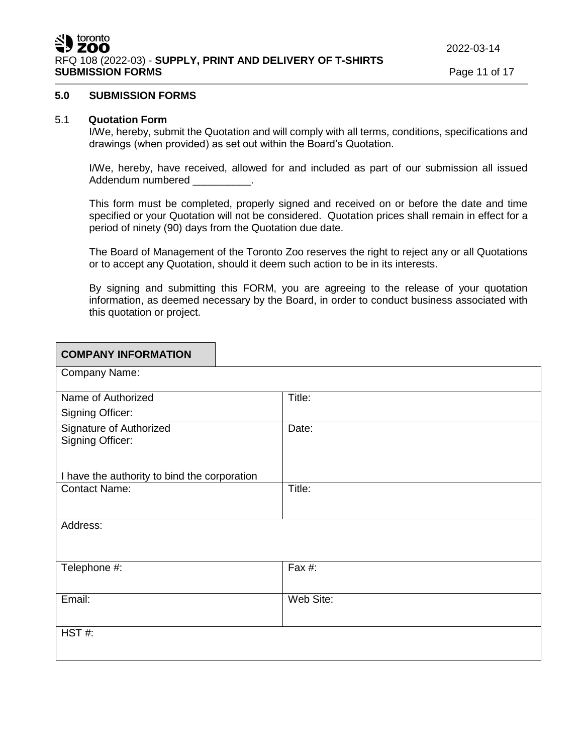## 5.0 SUBMISSION FORMS

### 5.1 Quotation Form

I/We, hereby, submit the Quotation and will comply with all terms, conditions, specifications and drawings (when provided) as set out within the Board's Quotation.

I/We, hereby, have received, allowed for and included as part of our submission all issued Addendum numbered __________.

This form must be completed, properly signed and received on or before the date and time specified or your Quotation will not be considered. Quotation prices shall remain in effect for a period of ninety (90) days from the Quotation due date.

The Board of Management of the Toronto Zoo reserves the right to reject any or all Quotations or to accept any Quotation, should it deem such action to be in its interests.

By signing and submitting this FORM, you are agreeing to the release of your quotation information, as deemed necessary by the Board, in order to conduct business associated with this quotation or project.

| **COMPANY INFORMATION** | |
|---|---|
| Company Name: | |
| Name of Authorized Signing Officer: | Title: |
| Signature of Authorized Signing Officer:<br><br>I have the authority to bind the corporation | Date: |
| Contact Name: | Title: |
| Address: | |
| Telephone #: | Fax #: |
| Email: | Web Site: |
| HST #: | |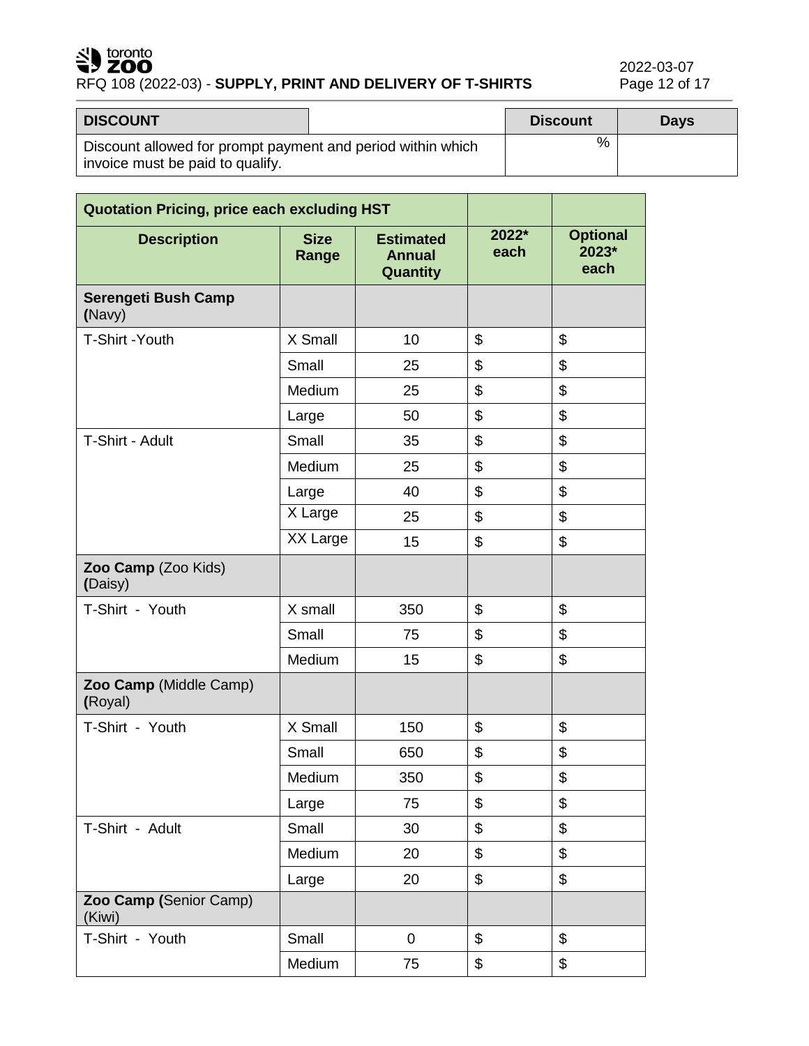| DISCOUNT | | Discount | Days |
|---|---|---|---|
| Discount allowed for prompt payment and period within which invoice must be paid to qualify. | | % | |

| Quotation Pricing, price each excluding HST | | | | |
|---|---|---|---|---|
| **Description** | **Size Range** | **Estimated Annual Quantity** | **2022* each** | **Optional 2023* each** |
| **Serengeti Bush Camp (**Navy) | | | | |
| T-Shirt -Youth | X Small | 10 | $ | $ |
| | Small | 25 | $ | $ |
| | Medium | 25 | $ | $ |
| | Large | 50 | $ | $ |
| T-Shirt - Adult | Small | 35 | $ | $ |
| | Medium | 25 | $ | $ |
| | Large | 40 | $ | $ |
| | X Large | 25 | $ | $ |
| | XX Large | 15 | $ | $ |
| **Zoo Camp** (Zoo Kids) **(**Daisy) | | | | |
| T-Shirt - Youth | X small | 350 | $ | $ |
| | Small | 75 | $ | $ |
| | Medium | 15 | $ | $ |
| **Zoo Camp** (Middle Camp) **(**Royal) | | | | |
| T-Shirt - Youth | X Small | 150 | $ | $ |
| | Small | 650 | $ | $ |
| | Medium | 350 | $ | $ |
| | Large | 75 | $ | $ |
| T-Shirt - Adult | Small | 30 | $ | $ |
| | Medium | 20 | $ | $ |
| | Large | 20 | $ | $ |
| **Zoo Camp (**Senior Camp) (Kiwi) | | | | |
| T-Shirt - Youth | Small | 0 | $ | $ |
| | Medium | 75 | $ | $ |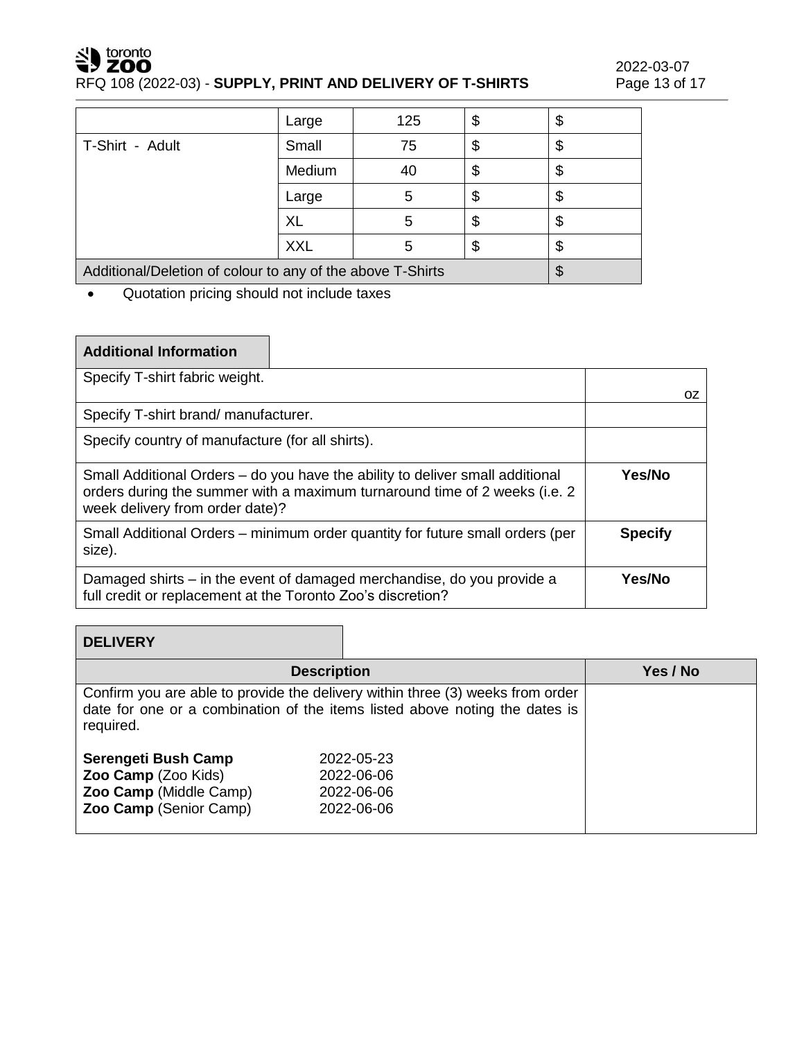| | | | | |
|---|---|---|---|---|
| | Large | 125 | $ | $ |
| T-Shirt - Adult | Small | 75 | $ | $ |
| | Medium | 40 | $ | $ |
| | Large | 5 | $ | $ |
| | XL | 5 | $ | $ |
| | XXL | 5 | $ | $ |
| Additional/Deletion of colour to any of the above T-Shirts | | | | $ |

- Quotation pricing should not include taxes

| Additional Information | |
|---|---|
| Specify T-shirt fabric weight. | oz |
| Specify T-shirt brand/ manufacturer. | |
| Specify country of manufacture (for all shirts). | |
| Small Additional Orders – do you have the ability to deliver small additional orders during the summer with a maximum turnaround time of 2 weeks (i.e. 2 week delivery from order date)? | **Yes/No** |
| Small Additional Orders – minimum order quantity for future small orders (per size). | **Specify** |
| Damaged shirts – in the event of damaged merchandise, do you provide a full credit or replacement at the Toronto Zoo's discretion? | **Yes/No** |

**DELIVERY**

| Description | Yes / No |
|---|---|
| Confirm you are able to provide the delivery within three (3) weeks from order date for one or a combination of the items listed above noting the dates is required.<br><br>**Serengeti Bush Camp** 2022-05-23<br>**Zoo Camp** (Zoo Kids) 2022-06-06<br>**Zoo Camp** (Middle Camp) 2022-06-06<br>**Zoo Camp** (Senior Camp) 2022-06-06 | |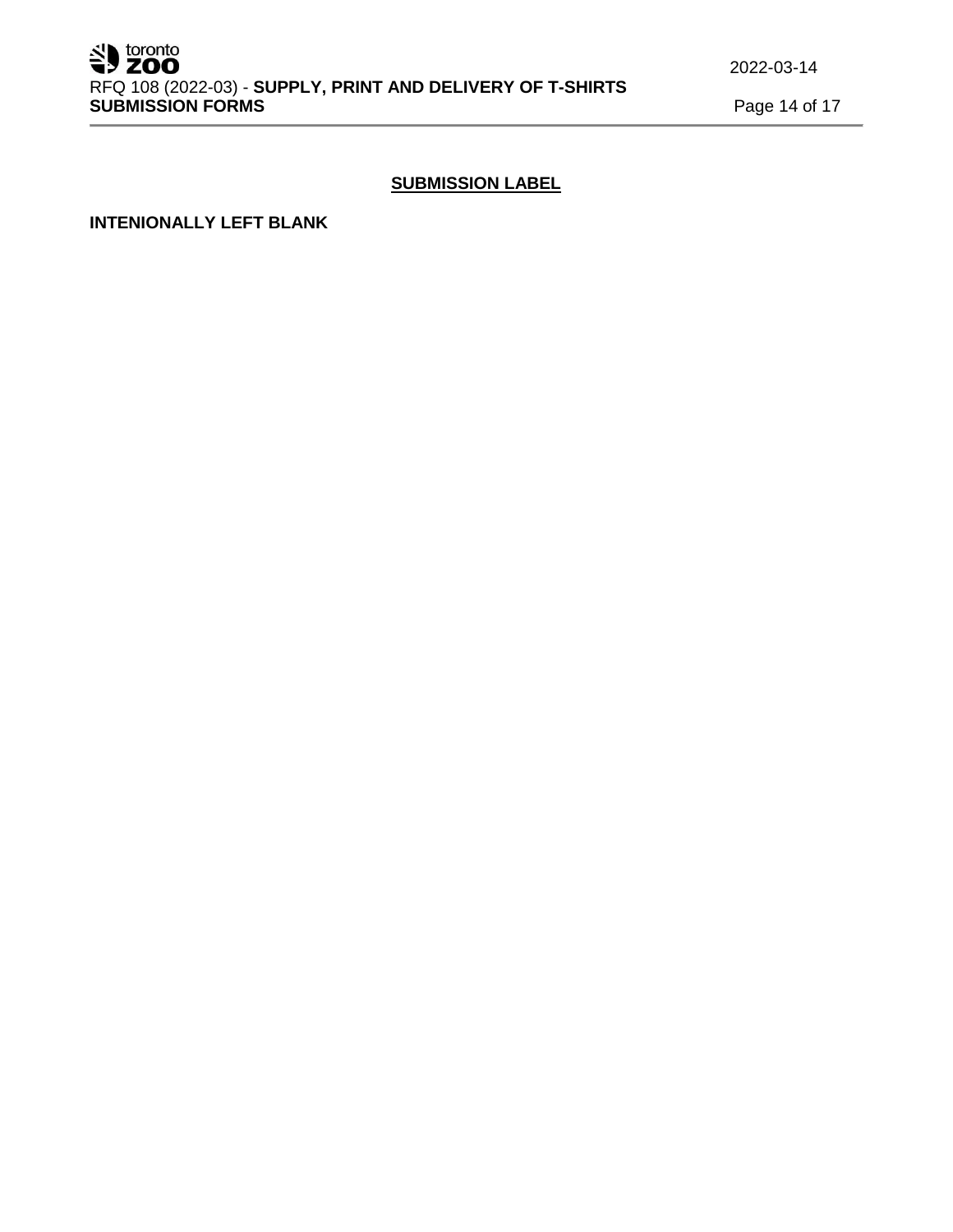## SUBMISSION LABEL

**INTENIONALLY LEFT BLANK**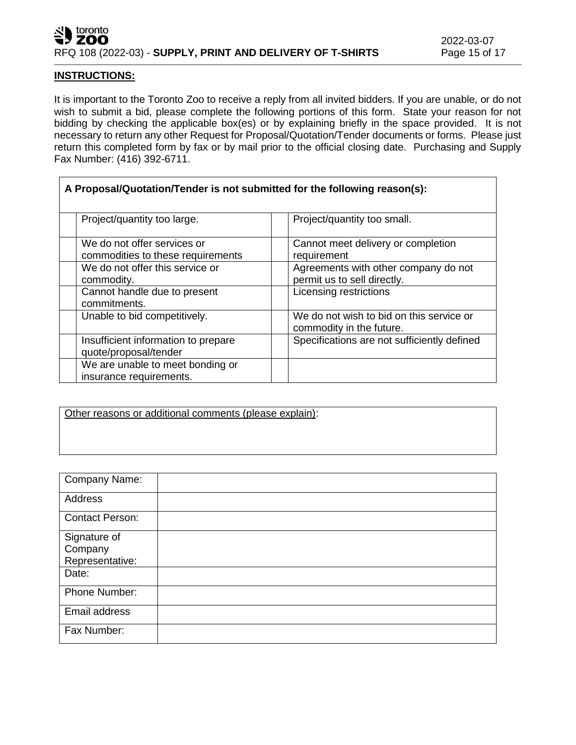**INSTRUCTIONS:**

It is important to the Toronto Zoo to receive a reply from all invited bidders. If you are unable, or do not wish to submit a bid, please complete the following portions of this form. State your reason for not bidding by checking the applicable box(es) or by explaining briefly in the space provided. It is not necessary to return any other Request for Proposal/Quotation/Tender documents or forms. Please just return this completed form by fax or by mail prior to the official closing date. Purchasing and Supply Fax Number: (416) 392-6711.

| **A Proposal/Quotation/Tender is not submitted for the following reason(s):** | | | |
|---|---|---|---|
| | Project/quantity too large. | | Project/quantity too small. |
| | We do not offer services or commodities to these requirements | | Cannot meet delivery or completion requirement |
| | We do not offer this service or commodity. | | Agreements with other company do not permit us to sell directly. |
| | Cannot handle due to present commitments. | | Licensing restrictions |
| | Unable to bid competitively. | | We do not wish to bid on this service or commodity in the future. |
| | Insufficient information to prepare quote/proposal/tender | | Specifications are not sufficiently defined |
| | We are unable to meet bonding or insurance requirements. | | |

| Other reasons or additional comments (please explain): |
|---|
| |

| Company Name: | |
|---|---|
| Address | |
| Contact Person: | |
| Signature of Company Representative: | |
| Date: | |
| Phone Number: | |
| Email address | |
| Fax Number: | |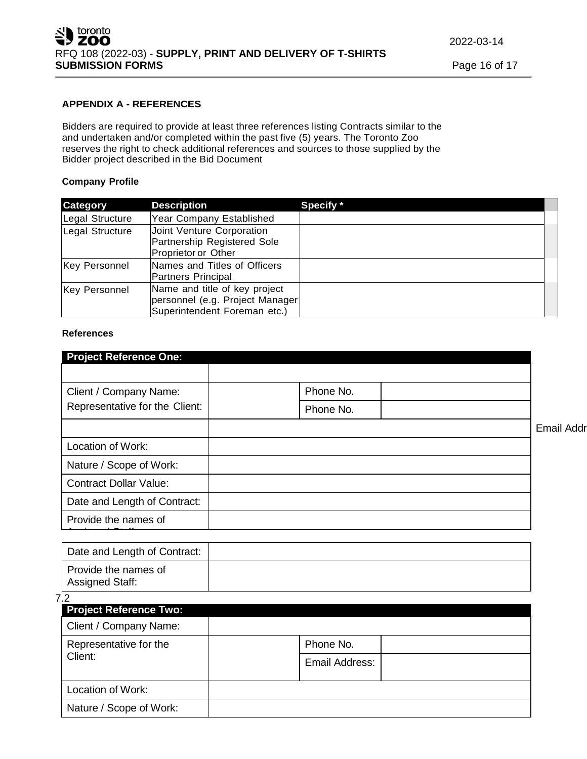**APPENDIX A - REFERENCES**

Bidders are required to provide at least three references listing Contracts similar to the and undertaken and/or completed within the past five (5) years. The Toronto Zoo reserves the right to check additional references and sources to those supplied by the Bidder project described in the Bid Document

**Company Profile**

| Category | Description | Specify * |
|---|---|---|
| Legal Structure | Year Company Established | |
| Legal Structure | Joint Venture Corporation Partnership Registered Sole Proprietor or Other | |
| Key Personnel | Names and Titles of Officers Partners Principal | |
| Key Personnel | Name and title of key project personnel (e.g. Project Manager Superintendent Foreman etc.) | |

**References**

| Project Reference One: | | | |
|---|---|---|---|
| | | | |
| Client / Company Name: | | Phone No. | |
| Representative for the Client: | | Phone No. | |
| | | | |
| Location of Work: | | | |
| Nature / Scope of Work: | | | |
| Contract Dollar Value: | | | |
| Date and Length of Contract: | | | |
| Provide the names of Assigned Staff: | | | |

Email Addr

| Date and Length of Contract: | |
|---|---|
| Provide the names of Assigned Staff: | |

7.2

| Project Reference Two: | | | |
|---|---|---|---|
| Client / Company Name: | | | |
| Representative for the Client: | | Phone No. | |
| | | Email Address: | |
| Location of Work: | | | |
| Nature / Scope of Work: | | | |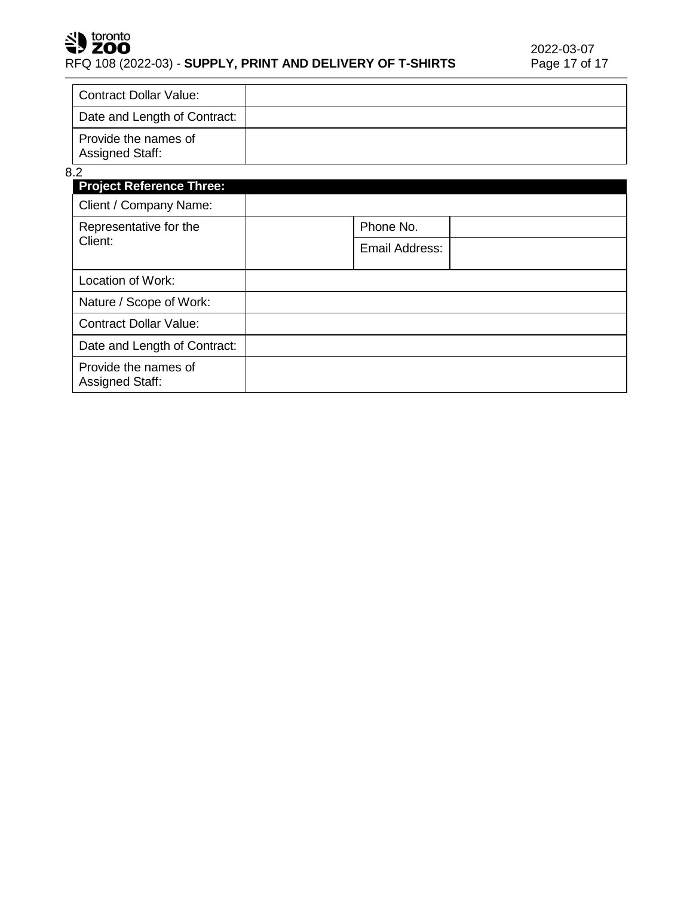| | |
|---|---|
| Contract Dollar Value: | |
| Date and Length of Contract: | |
| Provide the names of Assigned Staff: | |

8.2

| Project Reference Three: | | | |
|---|---|---|---|
| Client / Company Name: | | | |
| Representative for the Client: | | Phone No. | |
| | | Email Address: | |
| Location of Work: | | | |
| Nature / Scope of Work: | | | |
| Contract Dollar Value: | | | |
| Date and Length of Contract: | | | |
| Provide the names of Assigned Staff: | | | |